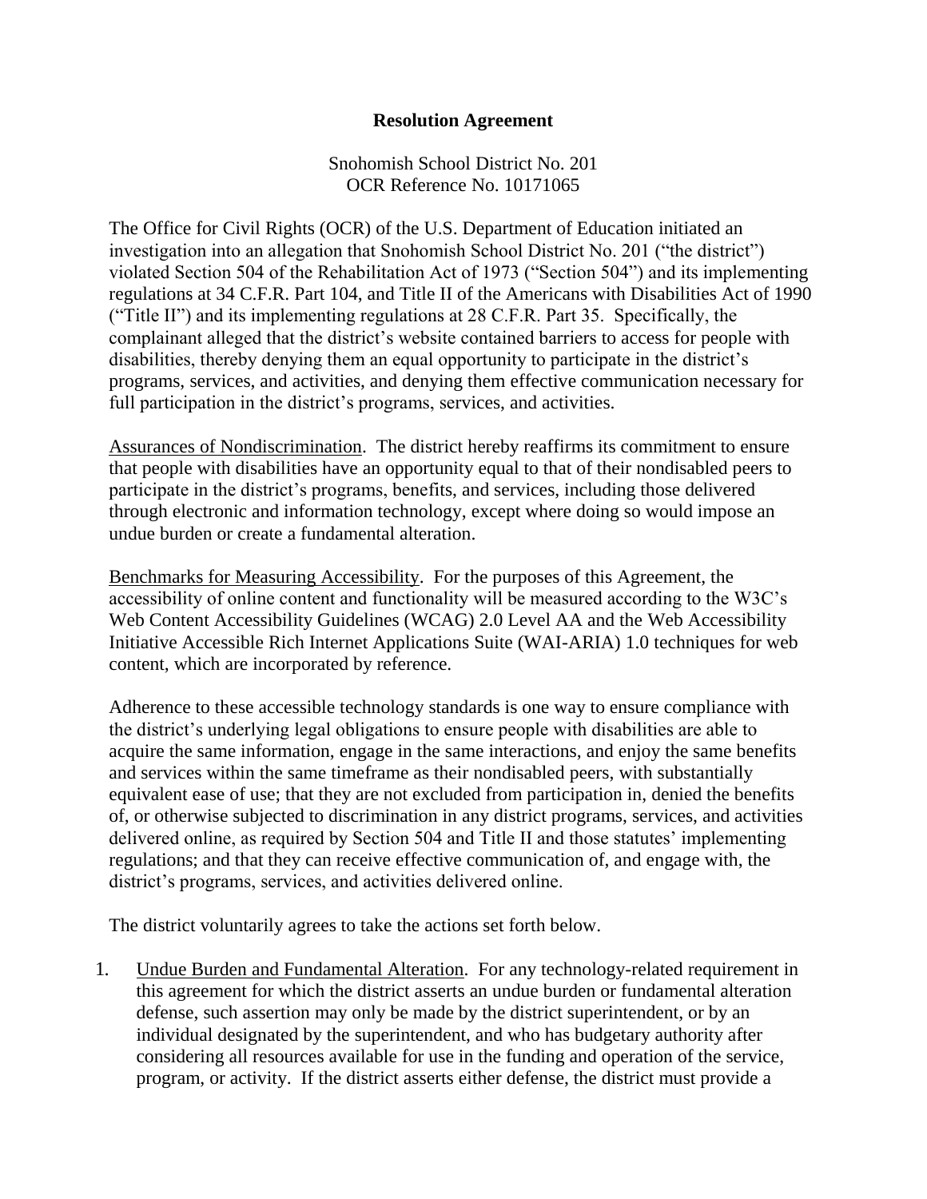**Resolution Agreement**

Snohomish School District No. 201
OCR Reference No. 10171065

The Office for Civil Rights (OCR) of the U.S. Department of Education initiated an investigation into an allegation that Snohomish School District No. 201 ("the district") violated Section 504 of the Rehabilitation Act of 1973 ("Section 504") and its implementing regulations at 34 C.F.R. Part 104, and Title II of the Americans with Disabilities Act of 1990 ("Title II") and its implementing regulations at 28 C.F.R. Part 35. Specifically, the complainant alleged that the district's website contained barriers to access for people with disabilities, thereby denying them an equal opportunity to participate in the district's programs, services, and activities, and denying them effective communication necessary for full participation in the district's programs, services, and activities.

Assurances of Nondiscrimination. The district hereby reaffirms its commitment to ensure that people with disabilities have an opportunity equal to that of their nondisabled peers to participate in the district's programs, benefits, and services, including those delivered through electronic and information technology, except where doing so would impose an undue burden or create a fundamental alteration.

Benchmarks for Measuring Accessibility. For the purposes of this Agreement, the accessibility of online content and functionality will be measured according to the W3C's Web Content Accessibility Guidelines (WCAG) 2.0 Level AA and the Web Accessibility Initiative Accessible Rich Internet Applications Suite (WAI-ARIA) 1.0 techniques for web content, which are incorporated by reference.

Adherence to these accessible technology standards is one way to ensure compliance with the district's underlying legal obligations to ensure people with disabilities are able to acquire the same information, engage in the same interactions, and enjoy the same benefits and services within the same timeframe as their nondisabled peers, with substantially equivalent ease of use; that they are not excluded from participation in, denied the benefits of, or otherwise subjected to discrimination in any district programs, services, and activities delivered online, as required by Section 504 and Title II and those statutes' implementing regulations; and that they can receive effective communication of, and engage with, the district's programs, services, and activities delivered online.

The district voluntarily agrees to take the actions set forth below.

1. Undue Burden and Fundamental Alteration. For any technology-related requirement in this agreement for which the district asserts an undue burden or fundamental alteration defense, such assertion may only be made by the district superintendent, or by an individual designated by the superintendent, and who has budgetary authority after considering all resources available for use in the funding and operation of the service, program, or activity. If the district asserts either defense, the district must provide a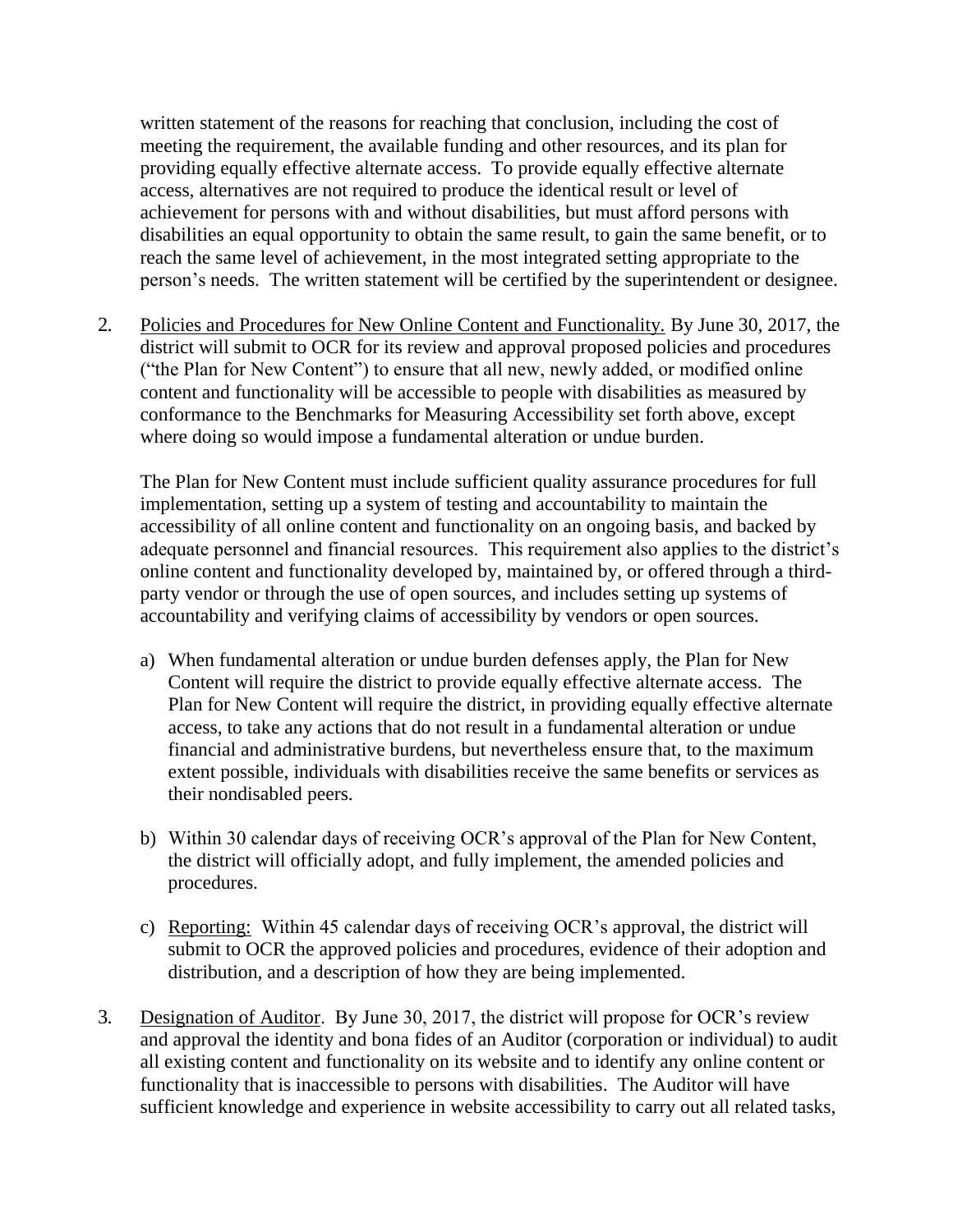written statement of the reasons for reaching that conclusion, including the cost of meeting the requirement, the available funding and other resources, and its plan for providing equally effective alternate access. To provide equally effective alternate access, alternatives are not required to produce the identical result or level of achievement for persons with and without disabilities, but must afford persons with disabilities an equal opportunity to obtain the same result, to gain the same benefit, or to reach the same level of achievement, in the most integrated setting appropriate to the person's needs. The written statement will be certified by the superintendent or designee.

2. <u>Policies and Procedures for New Online Content and Functionality.</u> By June 30, 2017, the district will submit to OCR for its review and approval proposed policies and procedures ("the Plan for New Content") to ensure that all new, newly added, or modified online content and functionality will be accessible to people with disabilities as measured by conformance to the Benchmarks for Measuring Accessibility set forth above, except where doing so would impose a fundamental alteration or undue burden.

   The Plan for New Content must include sufficient quality assurance procedures for full implementation, setting up a system of testing and accountability to maintain the accessibility of all online content and functionality on an ongoing basis, and backed by adequate personnel and financial resources. This requirement also applies to the district's online content and functionality developed by, maintained by, or offered through a third-party vendor or through the use of open sources, and includes setting up systems of accountability and verifying claims of accessibility by vendors or open sources.

   a) When fundamental alteration or undue burden defenses apply, the Plan for New Content will require the district to provide equally effective alternate access. The Plan for New Content will require the district, in providing equally effective alternate access, to take any actions that do not result in a fundamental alteration or undue financial and administrative burdens, but nevertheless ensure that, to the maximum extent possible, individuals with disabilities receive the same benefits or services as their nondisabled peers.

   b) Within 30 calendar days of receiving OCR's approval of the Plan for New Content, the district will officially adopt, and fully implement, the amended policies and procedures.

   c) <u>Reporting:</u> Within 45 calendar days of receiving OCR's approval, the district will submit to OCR the approved policies and procedures, evidence of their adoption and distribution, and a description of how they are being implemented.

3. <u>Designation of Auditor</u>. By June 30, 2017, the district will propose for OCR's review and approval the identity and bona fides of an Auditor (corporation or individual) to audit all existing content and functionality on its website and to identify any online content or functionality that is inaccessible to persons with disabilities. The Auditor will have sufficient knowledge and experience in website accessibility to carry out all related tasks,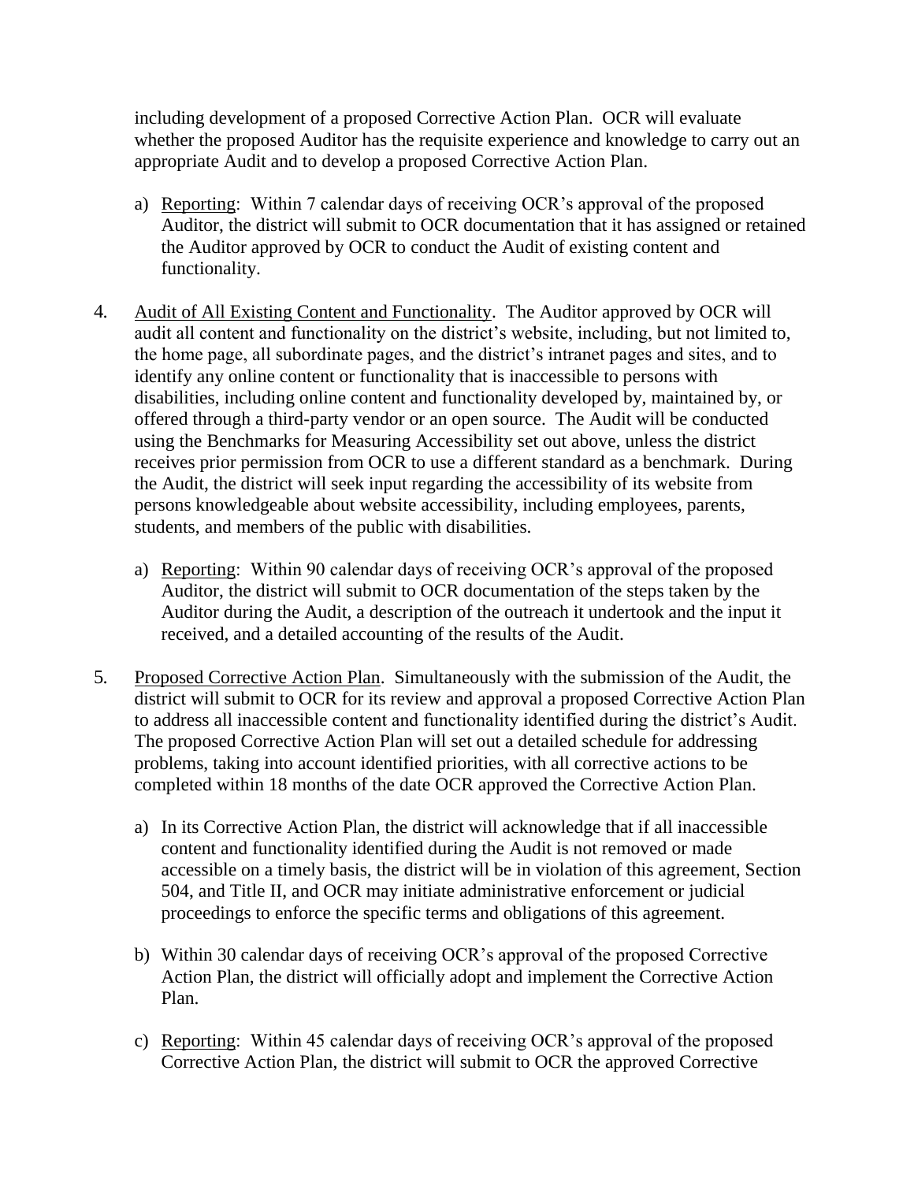including development of a proposed Corrective Action Plan. OCR will evaluate whether the proposed Auditor has the requisite experience and knowledge to carry out an appropriate Audit and to develop a proposed Corrective Action Plan.

a) Reporting: Within 7 calendar days of receiving OCR's approval of the proposed Auditor, the district will submit to OCR documentation that it has assigned or retained the Auditor approved by OCR to conduct the Audit of existing content and functionality.

4. Audit of All Existing Content and Functionality. The Auditor approved by OCR will audit all content and functionality on the district's website, including, but not limited to, the home page, all subordinate pages, and the district's intranet pages and sites, and to identify any online content or functionality that is inaccessible to persons with disabilities, including online content and functionality developed by, maintained by, or offered through a third-party vendor or an open source. The Audit will be conducted using the Benchmarks for Measuring Accessibility set out above, unless the district receives prior permission from OCR to use a different standard as a benchmark. During the Audit, the district will seek input regarding the accessibility of its website from persons knowledgeable about website accessibility, including employees, parents, students, and members of the public with disabilities.

   a) Reporting: Within 90 calendar days of receiving OCR's approval of the proposed Auditor, the district will submit to OCR documentation of the steps taken by the Auditor during the Audit, a description of the outreach it undertook and the input it received, and a detailed accounting of the results of the Audit.

5. Proposed Corrective Action Plan. Simultaneously with the submission of the Audit, the district will submit to OCR for its review and approval a proposed Corrective Action Plan to address all inaccessible content and functionality identified during the district's Audit. The proposed Corrective Action Plan will set out a detailed schedule for addressing problems, taking into account identified priorities, with all corrective actions to be completed within 18 months of the date OCR approved the Corrective Action Plan.

   a) In its Corrective Action Plan, the district will acknowledge that if all inaccessible content and functionality identified during the Audit is not removed or made accessible on a timely basis, the district will be in violation of this agreement, Section 504, and Title II, and OCR may initiate administrative enforcement or judicial proceedings to enforce the specific terms and obligations of this agreement.

   b) Within 30 calendar days of receiving OCR's approval of the proposed Corrective Action Plan, the district will officially adopt and implement the Corrective Action Plan.

   c) Reporting: Within 45 calendar days of receiving OCR's approval of the proposed Corrective Action Plan, the district will submit to OCR the approved Corrective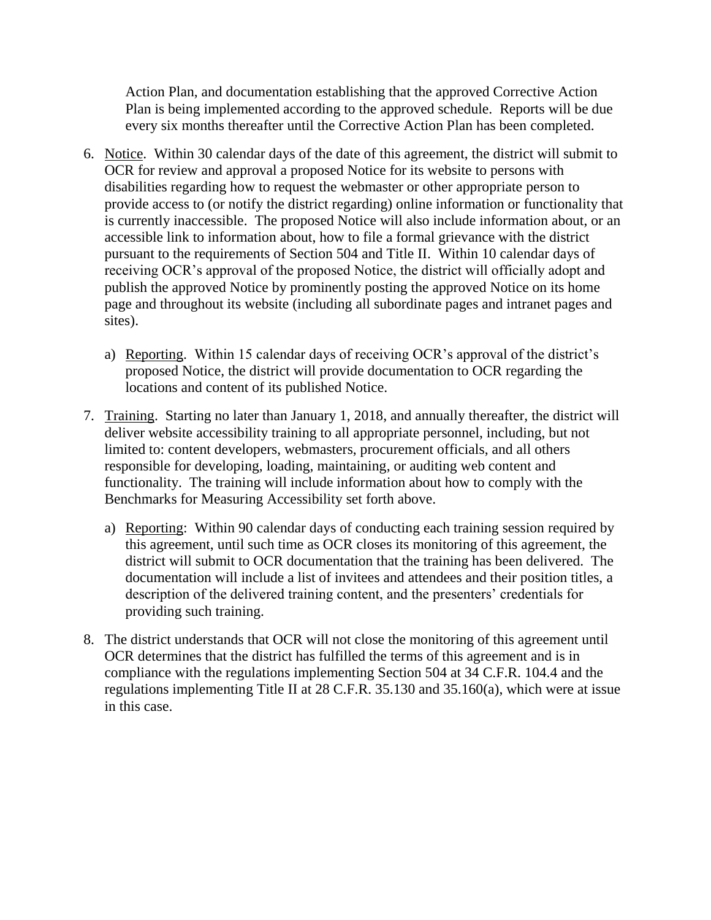Action Plan, and documentation establishing that the approved Corrective Action Plan is being implemented according to the approved schedule. Reports will be due every six months thereafter until the Corrective Action Plan has been completed.

6. Notice. Within 30 calendar days of the date of this agreement, the district will submit to OCR for review and approval a proposed Notice for its website to persons with disabilities regarding how to request the webmaster or other appropriate person to provide access to (or notify the district regarding) online information or functionality that is currently inaccessible. The proposed Notice will also include information about, or an accessible link to information about, how to file a formal grievance with the district pursuant to the requirements of Section 504 and Title II. Within 10 calendar days of receiving OCR's approval of the proposed Notice, the district will officially adopt and publish the approved Notice by prominently posting the approved Notice on its home page and throughout its website (including all subordinate pages and intranet pages and sites).

   a) Reporting. Within 15 calendar days of receiving OCR's approval of the district's proposed Notice, the district will provide documentation to OCR regarding the locations and content of its published Notice.

7. Training. Starting no later than January 1, 2018, and annually thereafter, the district will deliver website accessibility training to all appropriate personnel, including, but not limited to: content developers, webmasters, procurement officials, and all others responsible for developing, loading, maintaining, or auditing web content and functionality. The training will include information about how to comply with the Benchmarks for Measuring Accessibility set forth above.

   a) Reporting: Within 90 calendar days of conducting each training session required by this agreement, until such time as OCR closes its monitoring of this agreement, the district will submit to OCR documentation that the training has been delivered. The documentation will include a list of invitees and attendees and their position titles, a description of the delivered training content, and the presenters' credentials for providing such training.

8. The district understands that OCR will not close the monitoring of this agreement until OCR determines that the district has fulfilled the terms of this agreement and is in compliance with the regulations implementing Section 504 at 34 C.F.R. 104.4 and the regulations implementing Title II at 28 C.F.R. 35.130 and 35.160(a), which were at issue in this case.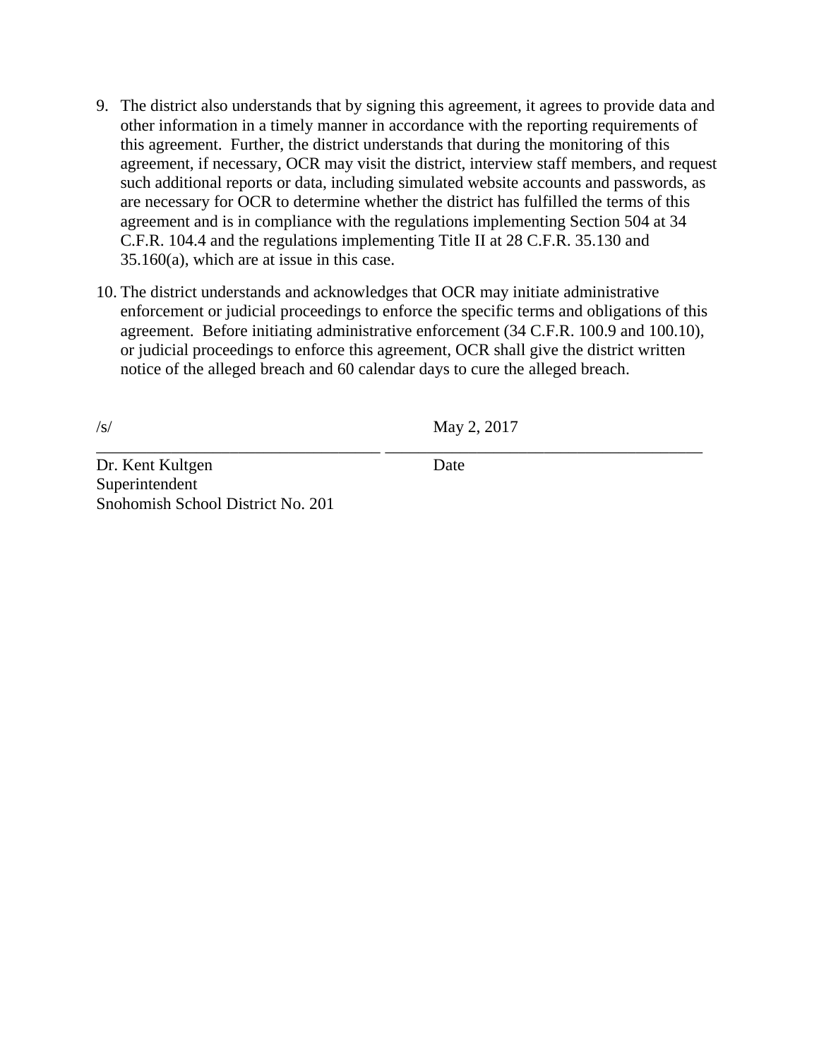9. The district also understands that by signing this agreement, it agrees to provide data and other information in a timely manner in accordance with the reporting requirements of this agreement. Further, the district understands that during the monitoring of this agreement, if necessary, OCR may visit the district, interview staff members, and request such additional reports or data, including simulated website accounts and passwords, as are necessary for OCR to determine whether the district has fulfilled the terms of this agreement and is in compliance with the regulations implementing Section 504 at 34 C.F.R. 104.4 and the regulations implementing Title II at 28 C.F.R. 35.130 and 35.160(a), which are at issue in this case.

10. The district understands and acknowledges that OCR may initiate administrative enforcement or judicial proceedings to enforce the specific terms and obligations of this agreement. Before initiating administrative enforcement (34 C.F.R. 100.9 and 100.10), or judicial proceedings to enforce this agreement, OCR shall give the district written notice of the alleged breach and 60 calendar days to cure the alleged breach.

/s/ May 2, 2017

\_\_\_\_\_\_\_\_\_\_\_\_\_\_\_\_\_\_\_\_\_\_\_\_\_\_\_\_\_\_\_\_\_\_ \_\_\_\_\_\_\_\_\_\_\_\_\_\_\_\_\_\_\_\_\_\_\_\_\_\_\_\_\_\_\_\_\_\_\_\_\_\_

Dr. Kent Kultgen Date
Superintendent
Snohomish School District No. 201